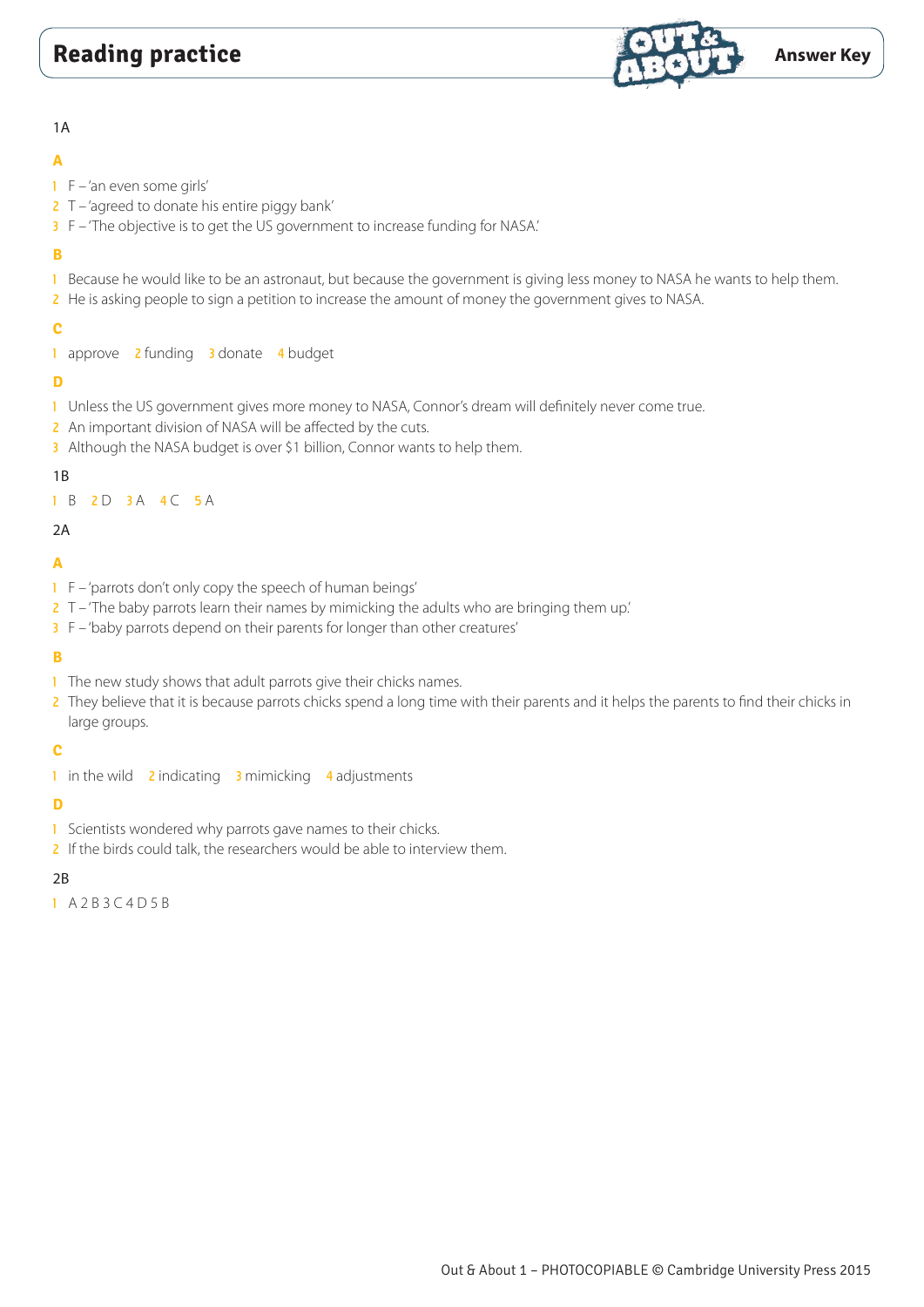# Reading practice

**Answer Key**

1A

**A**

1 F – 'an even some girls'
2 T – 'agreed to donate his entire piggy bank'
3 F – 'The objective is to get the US government to increase funding for NASA.'

**B**

1 Because he would like to be an astronaut, but because the government is giving less money to NASA he wants to help them.
2 He is asking people to sign a petition to increase the amount of money the government gives to NASA.

**C**

1 approve 2 funding 3 donate 4 budget

**D**

1 Unless the US government gives more money to NASA, Connor's dream will definitely never come true.
2 An important division of NASA will be affected by the cuts.
3 Although the NASA budget is over $1 billion, Connor wants to help them.

1B

1 B 2 D 3 A 4 C 5 A

2A

**A**

1 F – 'parrots don't only copy the speech of human beings'
2 T – 'The baby parrots learn their names by mimicking the adults who are bringing them up.'
3 F – 'baby parrots depend on their parents for longer than other creatures'

**B**

1 The new study shows that adult parrots give their chicks names.
2 They believe that it is because parrots chicks spend a long time with their parents and it helps the parents to find their chicks in large groups.

**C**

1 in the wild 2 indicating 3 mimicking 4 adjustments

**D**

1 Scientists wondered why parrots gave names to their chicks.
2 If the birds could talk, the researchers would be able to interview them.

2B

1 A 2 B 3 C 4 D 5 B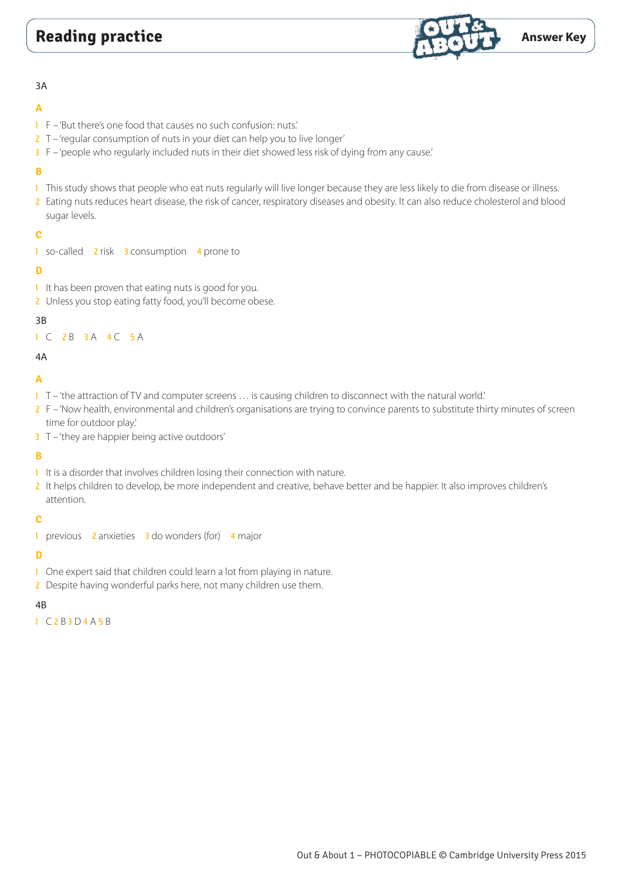## Reading practice

**Answer Key**

3A

**A**

1. F – 'But there's one food that causes no such confusion: nuts.'
2. T – 'regular consumption of nuts in your diet can help you to live longer'
3. F – 'people who regularly included nuts in their diet showed less risk of dying from any cause.'

**B**

1. This study shows that people who eat nuts regularly will live longer because they are less likely to die from disease or illness.
2. Eating nuts reduces heart disease, the risk of cancer, respiratory diseases and obesity. It can also reduce cholesterol and blood sugar levels.

**C**

1 so-called 2 risk 3 consumption 4 prone to

**D**

1. It has been proven that eating nuts is good for you.
2. Unless you stop eating fatty food, you'll become obese.

3B

1 C 2 B 3 A 4 C 5 A

4A

**A**

1. T – 'the attraction of TV and computer screens … is causing children to disconnect with the natural world.'
2. F – 'Now health, environmental and children's organisations are trying to convince parents to substitute thirty minutes of screen time for outdoor play.'
3. T – 'they are happier being active outdoors'

**B**

1. It is a disorder that involves children losing their connection with nature.
2. It helps children to develop, be more independent and creative, behave better and be happier. It also improves children's attention.

**C**

1 previous 2 anxieties 3 do wonders (for) 4 major

**D**

1. One expert said that children could learn a lot from playing in nature.
2. Despite having wonderful parks here, not many children use them.

4B

1 C 2 B 3 D 4 A 5 B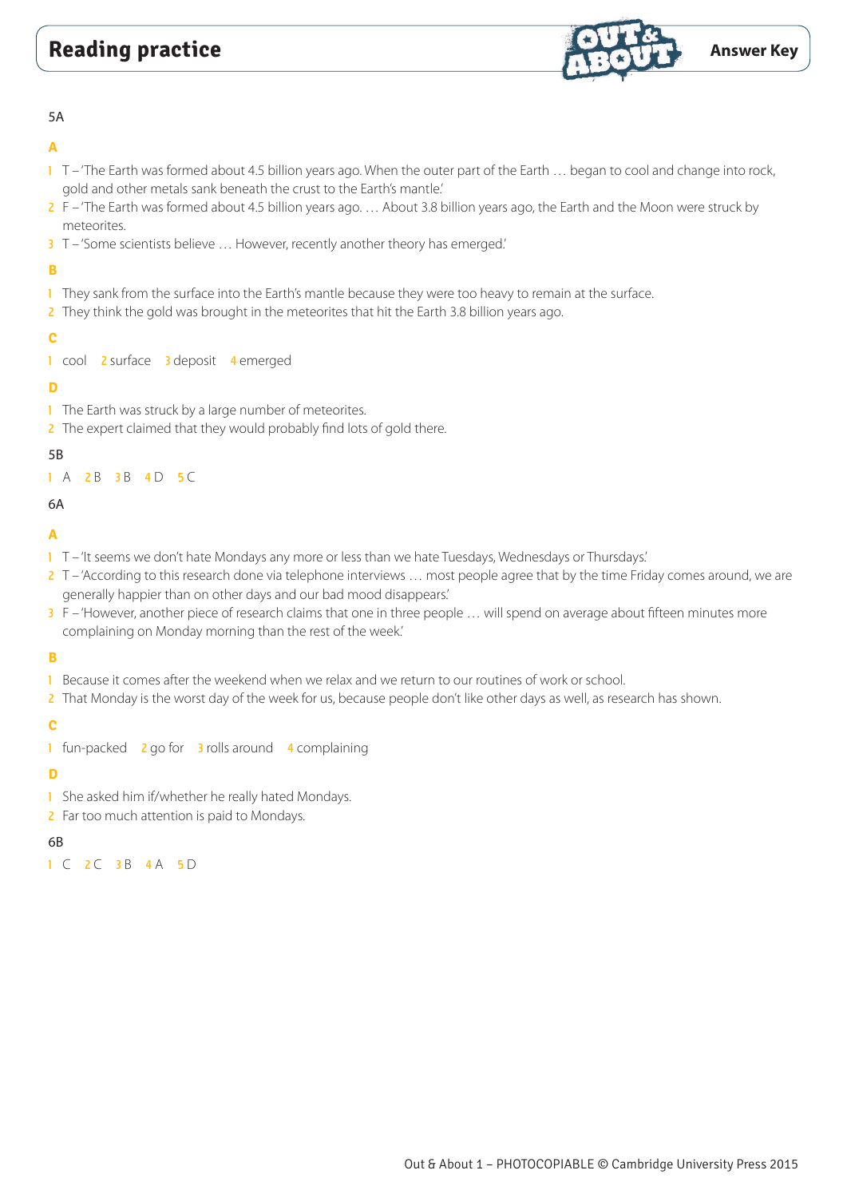# Reading practice

**Answer Key**

5A

**A**

1. T – 'The Earth was formed about 4.5 billion years ago. When the outer part of the Earth … began to cool and change into rock, gold and other metals sank beneath the crust to the Earth's mantle.'
2. F – 'The Earth was formed about 4.5 billion years ago. … About 3.8 billion years ago, the Earth and the Moon were struck by meteorites.
3. T – 'Some scientists believe … However, recently another theory has emerged.'

**B**

1. They sank from the surface into the Earth's mantle because they were too heavy to remain at the surface.
2. They think the gold was brought in the meteorites that hit the Earth 3.8 billion years ago.

**C**

1 cool  2 surface  3 deposit  4 emerged

**D**

1. The Earth was struck by a large number of meteorites.
2. The expert claimed that they would probably find lots of gold there.

5B

1 A  2 B  3 B  4 D  5 C

6A

**A**

1. T – 'It seems we don't hate Mondays any more or less than we hate Tuesdays, Wednesdays or Thursdays.'
2. T – 'According to this research done via telephone interviews … most people agree that by the time Friday comes around, we are generally happier than on other days and our bad mood disappears.'
3. F – 'However, another piece of research claims that one in three people … will spend on average about fifteen minutes more complaining on Monday morning than the rest of the week.'

**B**

1. Because it comes after the weekend when we relax and we return to our routines of work or school.
2. That Monday is the worst day of the week for us, because people don't like other days as well, as research has shown.

**C**

1 fun-packed  2 go for  3 rolls around  4 complaining

**D**

1. She asked him if/whether he really hated Mondays.
2. Far too much attention is paid to Mondays.

6B

1 C  2 C  3 B  4 A  5 D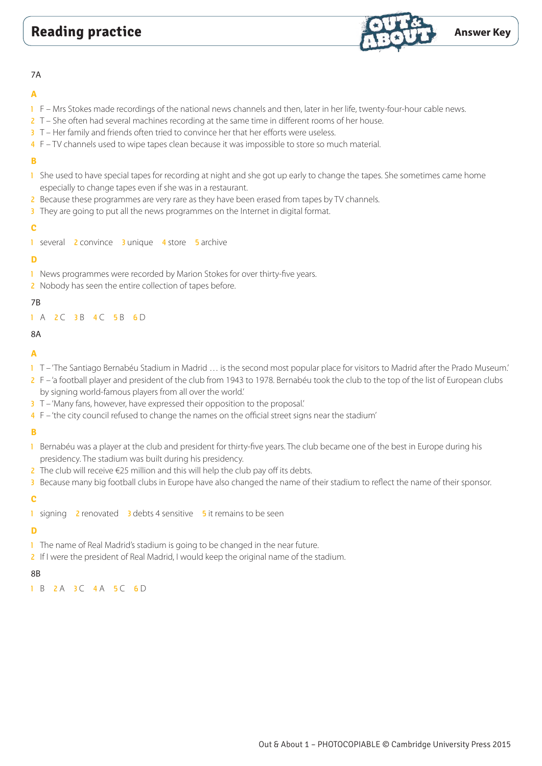# Reading practice

**Answer Key**

7A

### A

1 F – Mrs Stokes made recordings of the national news channels and then, later in her life, twenty-four-hour cable news.
2 T – She often had several machines recording at the same time in different rooms of her house.
3 T – Her family and friends often tried to convince her that her efforts were useless.
4 F – TV channels used to wipe tapes clean because it was impossible to store so much material.

### B

1 She used to have special tapes for recording at night and she got up early to change the tapes. She sometimes came home especially to change tapes even if she was in a restaurant.
2 Because these programmes are very rare as they have been erased from tapes by TV channels.
3 They are going to put all the news programmes on the Internet in digital format.

### C

1 several 2 convince 3 unique 4 store 5 archive

### D

1 News programmes were recorded by Marion Stokes for over thirty-five years.
2 Nobody has seen the entire collection of tapes before.

7B

1 A 2 C 3 B 4 C 5 B 6 D

8A

### A

1 T – 'The Santiago Bernabéu Stadium in Madrid … is the second most popular place for visitors to Madrid after the Prado Museum.'
2 F – 'a football player and president of the club from 1943 to 1978. Bernabéu took the club to the top of the list of European clubs by signing world-famous players from all over the world.'
3 T – 'Many fans, however, have expressed their opposition to the proposal.'
4 F – 'the city council refused to change the names on the official street signs near the stadium'

### B

1 Bernabéu was a player at the club and president for thirty-five years. The club became one of the best in Europe during his presidency. The stadium was built during his presidency.
2 The club will receive €25 million and this will help the club pay off its debts.
3 Because many big football clubs in Europe have also changed the name of their stadium to reflect the name of their sponsor.

### C

1 signing 2 renovated 3 debts 4 sensitive 5 it remains to be seen

### D

1 The name of Real Madrid's stadium is going to be changed in the near future.
2 If I were the president of Real Madrid, I would keep the original name of the stadium.

8B

1 B 2 A 3 C 4 A 5 C 6 D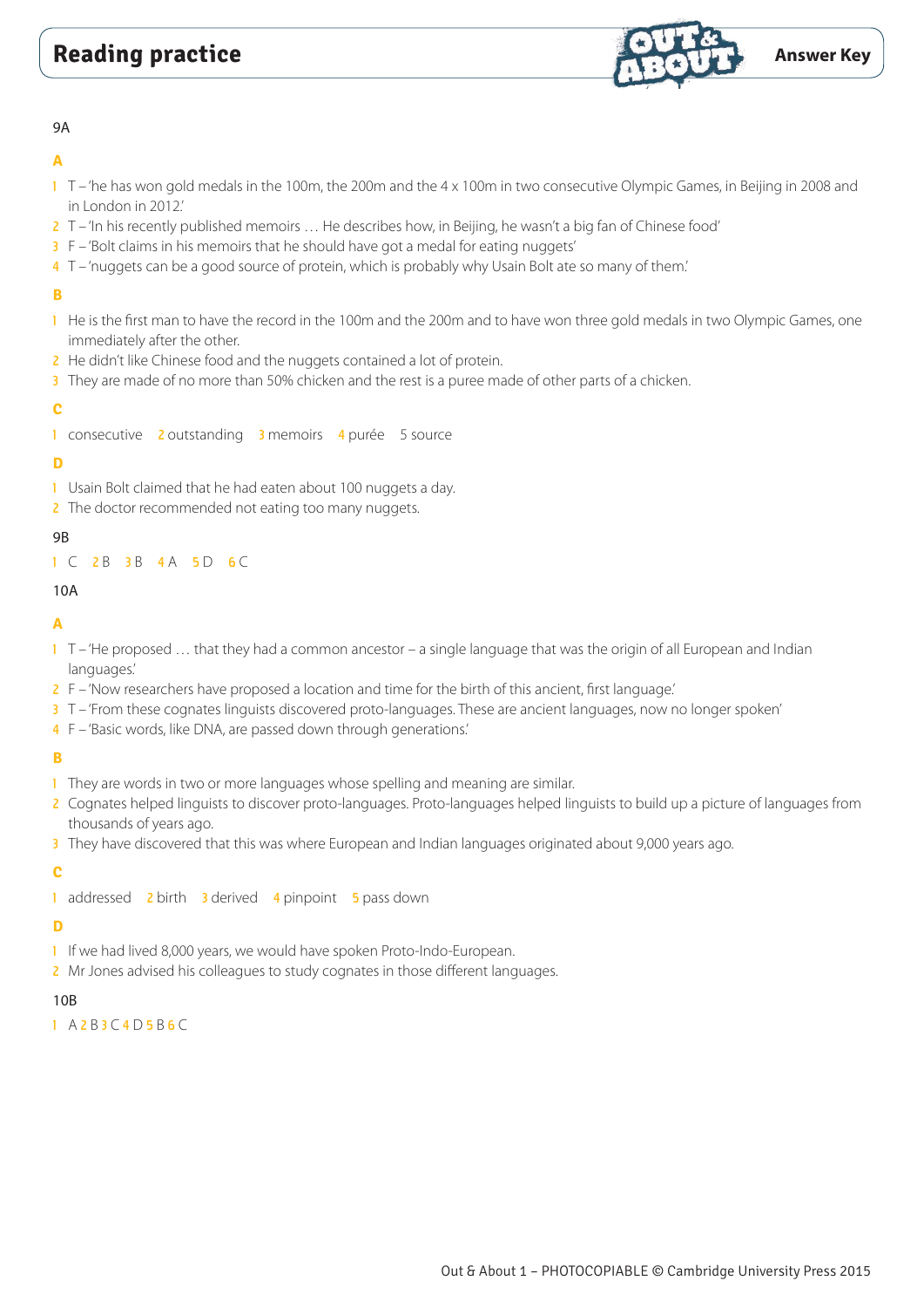# Reading practice

**Answer Key**

9A

**A**

1. T – 'he has won gold medals in the 100m, the 200m and the 4 x 100m in two consecutive Olympic Games, in Beijing in 2008 and in London in 2012.'
2. T – 'In his recently published memoirs … He describes how, in Beijing, he wasn't a big fan of Chinese food'
3. F – 'Bolt claims in his memoirs that he should have got a medal for eating nuggets'
4. T – 'nuggets can be a good source of protein, which is probably why Usain Bolt ate so many of them.'

**B**

1. He is the first man to have the record in the 100m and the 200m and to have won three gold medals in two Olympic Games, one immediately after the other.
2. He didn't like Chinese food and the nuggets contained a lot of protein.
3. They are made of no more than 50% chicken and the rest is a puree made of other parts of a chicken.

**C**

1 consecutive 2 outstanding 3 memoirs 4 purée 5 source

**D**

1. Usain Bolt claimed that he had eaten about 100 nuggets a day.
2. The doctor recommended not eating too many nuggets.

9B

1 C 2 B 3 B 4 A 5 D 6 C

10A

**A**

1. T – 'He proposed … that they had a common ancestor – a single language that was the origin of all European and Indian languages.'
2. F – 'Now researchers have proposed a location and time for the birth of this ancient, first language.'
3. T – 'From these cognates linguists discovered proto-languages. These are ancient languages, now no longer spoken'
4. F – 'Basic words, like DNA, are passed down through generations.'

**B**

1. They are words in two or more languages whose spelling and meaning are similar.
2. Cognates helped linguists to discover proto-languages. Proto-languages helped linguists to build up a picture of languages from thousands of years ago.
3. They have discovered that this was where European and Indian languages originated about 9,000 years ago.

**C**

1 addressed 2 birth 3 derived 4 pinpoint 5 pass down

**D**

1. If we had lived 8,000 years, we would have spoken Proto-Indo-European.
2. Mr Jones advised his colleagues to study cognates in those different languages.

10B

1 A 2 B 3 C 4 D 5 B 6 C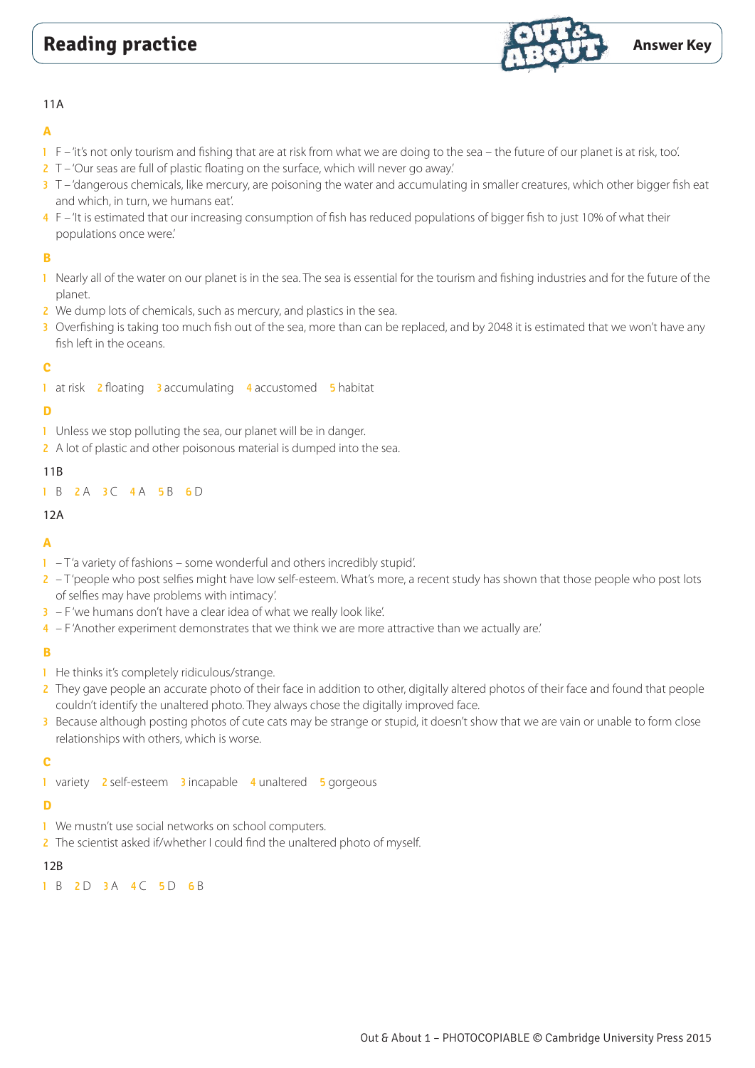# Reading practice

Answer Key

11A

**A**

1 F – 'it's not only tourism and fishing that are at risk from what we are doing to the sea – the future of our planet is at risk, too.'
2 T – 'Our seas are full of plastic floating on the surface, which will never go away.'
3 T – 'dangerous chemicals, like mercury, are poisoning the water and accumulating in smaller creatures, which other bigger fish eat and which, in turn, we humans eat.'
4 F – 'It is estimated that our increasing consumption of fish has reduced populations of bigger fish to just 10% of what their populations once were.'

**B**

1 Nearly all of the water on our planet is in the sea. The sea is essential for the tourism and fishing industries and for the future of the planet.
2 We dump lots of chemicals, such as mercury, and plastics in the sea.
3 Overfishing is taking too much fish out of the sea, more than can be replaced, and by 2048 it is estimated that we won't have any fish left in the oceans.

**C**

1 at risk 2 floating 3 accumulating 4 accustomed 5 habitat

**D**

1 Unless we stop polluting the sea, our planet will be in danger.
2 A lot of plastic and other poisonous material is dumped into the sea.

11B

1 B 2 A 3 C 4 A 5 B 6 D

12A

**A**

1 – T 'a variety of fashions – some wonderful and others incredibly stupid'.
2 – T 'people who post selfies might have low self-esteem. What's more, a recent study has shown that those people who post lots of selfies may have problems with intimacy'.
3 – F 'we humans don't have a clear idea of what we really look like'.
4 – F 'Another experiment demonstrates that we think we are more attractive than we actually are.'

**B**

1 He thinks it's completely ridiculous/strange.
2 They gave people an accurate photo of their face in addition to other, digitally altered photos of their face and found that people couldn't identify the unaltered photo. They always chose the digitally improved face.
3 Because although posting photos of cute cats may be strange or stupid, it doesn't show that we are vain or unable to form close relationships with others, which is worse.

**C**

1 variety 2 self-esteem 3 incapable 4 unaltered 5 gorgeous

**D**

1 We mustn't use social networks on school computers.
2 The scientist asked if/whether I could find the unaltered photo of myself.

12B

1 B 2 D 3 A 4 C 5 D 6 B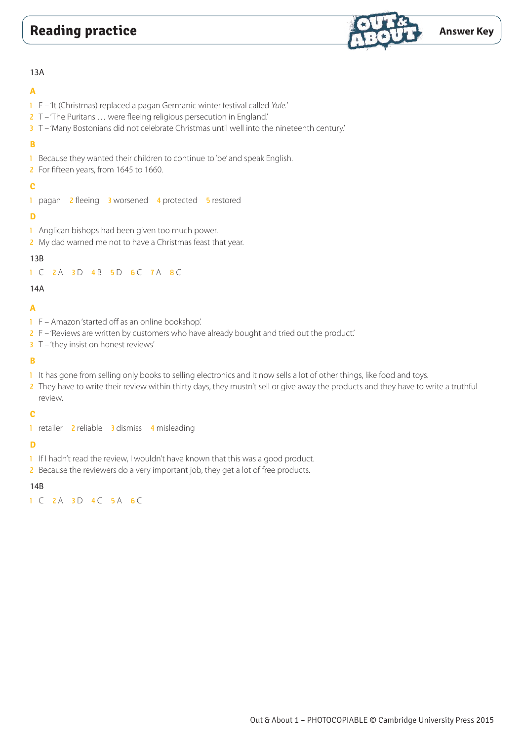# Reading practice

Answer Key

13A

**A**

1. F – 'It (Christmas) replaced a pagan Germanic winter festival called *Yule*.'
2. T – 'The Puritans … were fleeing religious persecution in England.'
3. T – 'Many Bostonians did not celebrate Christmas until well into the nineteenth century.'

**B**

1. Because they wanted their children to continue to 'be' and speak English.
2. For fifteen years, from 1645 to 1660.

**C**

1 pagan  2 fleeing  3 worsened  4 protected  5 restored

**D**

1. Anglican bishops had been given too much power.
2. My dad warned me not to have a Christmas feast that year.

13B

1 C  2 A  3 D  4 B  5 D  6 C  7 A  8 C

14A

**A**

1. F – Amazon 'started off as an online bookshop'.
2. F – 'Reviews are written by customers who have already bought and tried out the product.'
3. T – 'they insist on honest reviews'

**B**

1. It has gone from selling only books to selling electronics and it now sells a lot of other things, like food and toys.
2. They have to write their review within thirty days, they mustn't sell or give away the products and they have to write a truthful review.

**C**

1 retailer  2 reliable  3 dismiss  4 misleading

**D**

1. If I hadn't read the review, I wouldn't have known that this was a good product.
2. Because the reviewers do a very important job, they get a lot of free products.

14B

1 C  2 A  3 D  4 C  5 A  6 C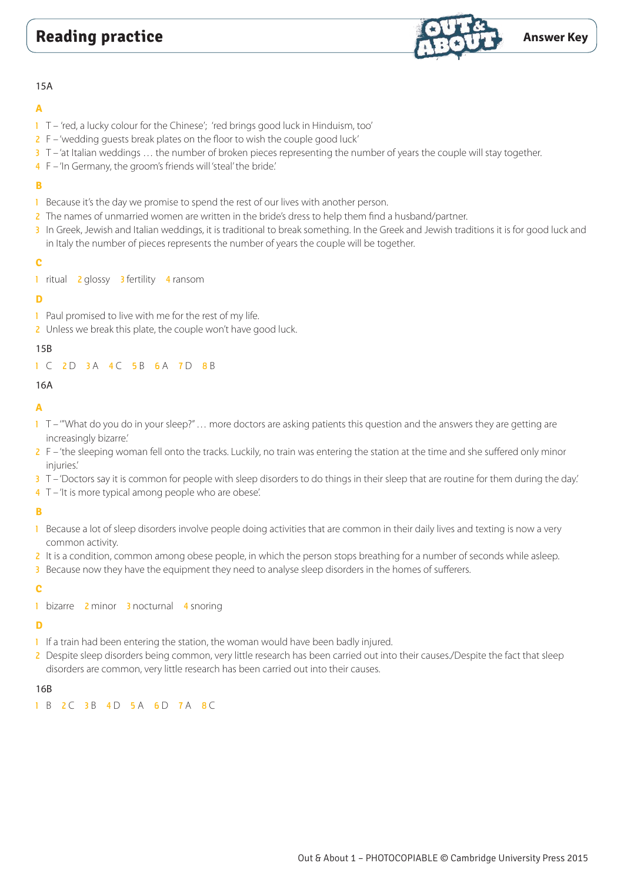# Reading practice

Answer Key

15A

**A**

1 T – 'red, a lucky colour for the Chinese'; 'red brings good luck in Hinduism, too'
2 F – 'wedding guests break plates on the floor to wish the couple good luck'
3 T – 'at Italian weddings … the number of broken pieces representing the number of years the couple will stay together.
4 F – 'In Germany, the groom's friends will 'steal' the bride.'

**B**

1 Because it's the day we promise to spend the rest of our lives with another person.
2 The names of unmarried women are written in the bride's dress to help them find a husband/partner.
3 In Greek, Jewish and Italian weddings, it is traditional to break something. In the Greek and Jewish traditions it is for good luck and in Italy the number of pieces represents the number of years the couple will be together.

**C**

1 ritual 2 glossy 3 fertility 4 ransom

**D**

1 Paul promised to live with me for the rest of my life.
2 Unless we break this plate, the couple won't have good luck.

15B

1 C 2 D 3 A 4 C 5 B 6 A 7 D 8 B

16A

**A**

1 T – '"What do you do in your sleep?" … more doctors are asking patients this question and the answers they are getting are increasingly bizarre.'
2 F – 'the sleeping woman fell onto the tracks. Luckily, no train was entering the station at the time and she suffered only minor injuries.'
3 T – 'Doctors say it is common for people with sleep disorders to do things in their sleep that are routine for them during the day.'
4 T – 'It is more typical among people who are obese'.

**B**

1 Because a lot of sleep disorders involve people doing activities that are common in their daily lives and texting is now a very common activity.
2 It is a condition, common among obese people, in which the person stops breathing for a number of seconds while asleep.
3 Because now they have the equipment they need to analyse sleep disorders in the homes of sufferers.

**C**

1 bizarre 2 minor 3 nocturnal 4 snoring

**D**

1 If a train had been entering the station, the woman would have been badly injured.
2 Despite sleep disorders being common, very little research has been carried out into their causes./Despite the fact that sleep disorders are common, very little research has been carried out into their causes.

16B

1 B 2 C 3 B 4 D 5 A 6 D 7 A 8 C